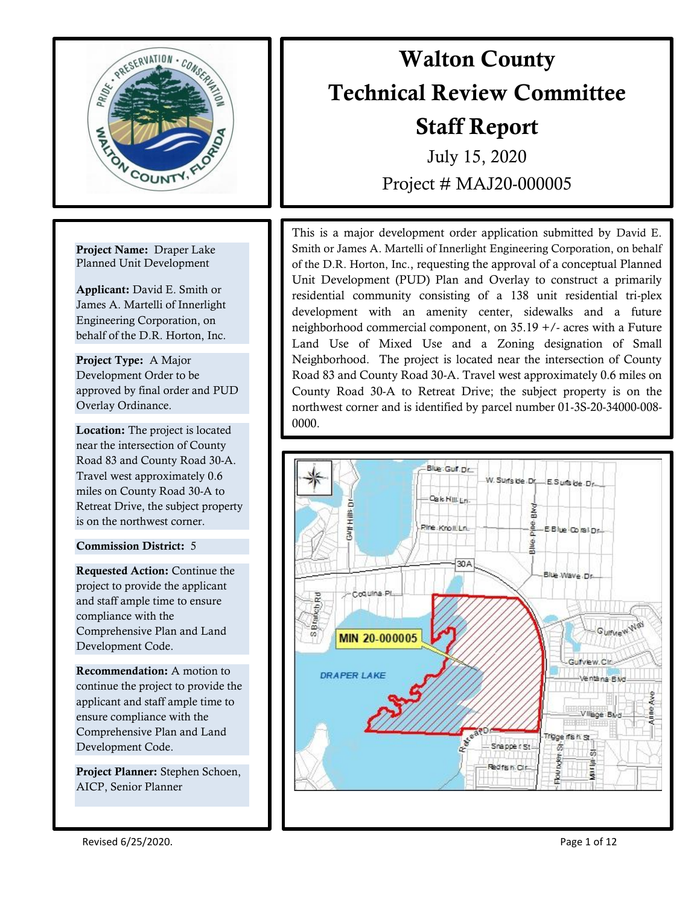# Walton County Technical Review Committee Staff Report

July 15, 2020

Project # MAJ20-000005

**Project Name:** Draper Lake Planned Unit Development

**Applicant:** David E. Smith or James A. Martelli of Innerlight Engineering Corporation, on behalf of the D.R. Horton, Inc.

**Project Type:** A Major Development Order to be approved by final order and PUD Overlay Ordinance.

**Location:** The project is located near the intersection of County Road 83 and County Road 30-A. Travel west approximately 0.6 miles on County Road 30-A to Retreat Drive, the subject property is on the northwest corner.

**Commission District:** 5

**Requested Action:** Continue the project to provide the applicant and staff ample time to ensure compliance with the Comprehensive Plan and Land Development Code.

**Recommendation:** A motion to continue the project to provide the applicant and staff ample time to ensure compliance with the Comprehensive Plan and Land Development Code.

**Project Planner:** Stephen Schoen, AICP, Senior Planner

This is a major development order application submitted by David E. Smith or James A. Martelli of Innerlight Engineering Corporation, on behalf of the D.R. Horton, Inc., requesting the approval of a conceptual Planned Unit Development (PUD) Plan and Overlay to construct a primarily residential community consisting of a 138 unit residential tri-plex development with an amenity center, sidewalks and a future neighborhood commercial component, on 35.19 +/- acres with a Future Land Use of Mixed Use and a Zoning designation of Small Neighborhood. The project is located near the intersection of County Road 83 and County Road 30-A. Travel west approximately 0.6 miles on County Road 30-A to Retreat Drive; the subject property is on the northwest corner and is identified by parcel number 01-3S-20-34000-008-0000.

Revised 6/25/2020.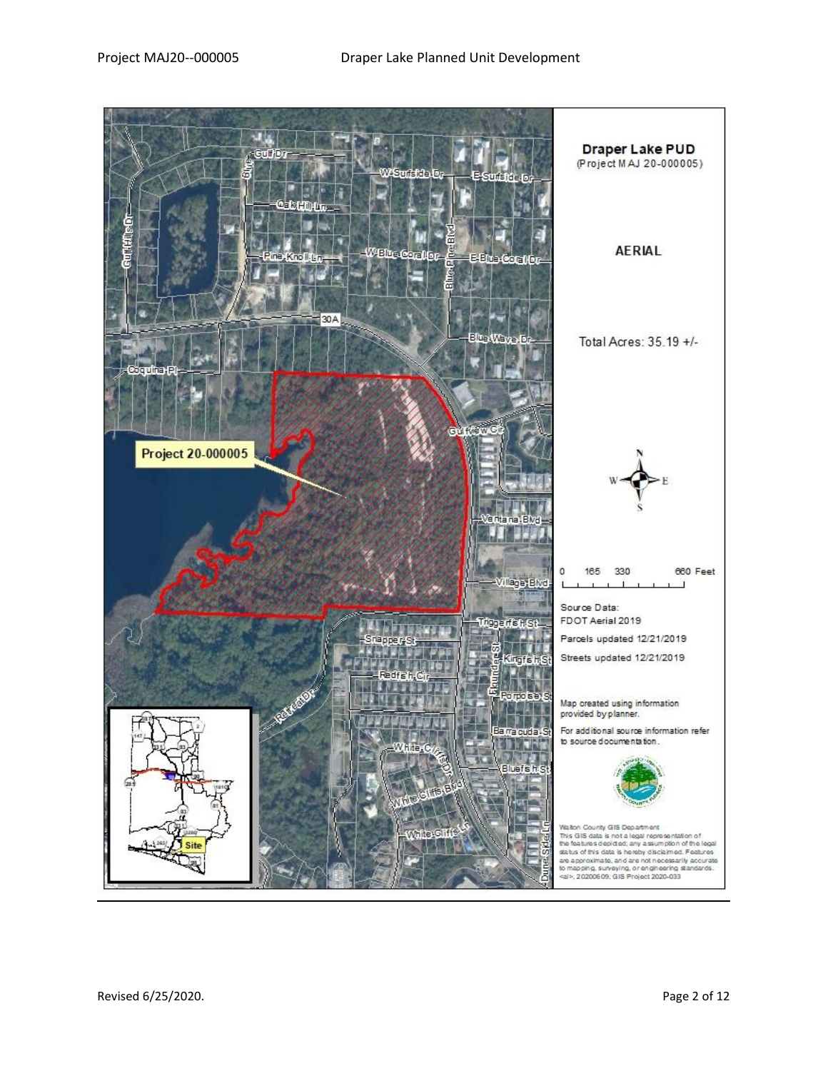**Draper Lake PUD**
(Project MAJ 20-000005)

**AERIAL**

Total Acres: 35.19 +/-

Project 20-000005

0 165 330 660 Feet

Source Data:
FDOT Aerial 2019
Parcels updated 12/21/2019
Streets updated 12/21/2019

Map created using information provided by planner.

For additional source information refer to source documentation.

Walton County GIS Department
This GIS data is not a legal representation of the features depicted; any assumption of the legal status of this data is hereby disclaimed. Features are approximate, and are not necessarily accurate to mapping, surveying, or engineering standards.
<al>, 20200609; GIS Project 2020-033

Gulf Dr, W Surfside Dr, E Surfside Dr, Oak Hill Ln, Pine Knoll Ln, W Blue Coral Dr, E Blue Coral Dr, Blue Pine Blvd, Gulf Hills Dr, 30A, Blue Wave Dr, Coquina Pl, Gulfview Cir, Ventana Blvd, Village Blvd, Triggerfish St, Snapper St, Kingfish St, Flounder St, Redfish Cir, Porpoise St, Retreat Dr, Barracuda St, White Cliffs Dr, Bluefish St, White Cliffs Blvd, White Cliffs Ln, Dune Side Ln

Site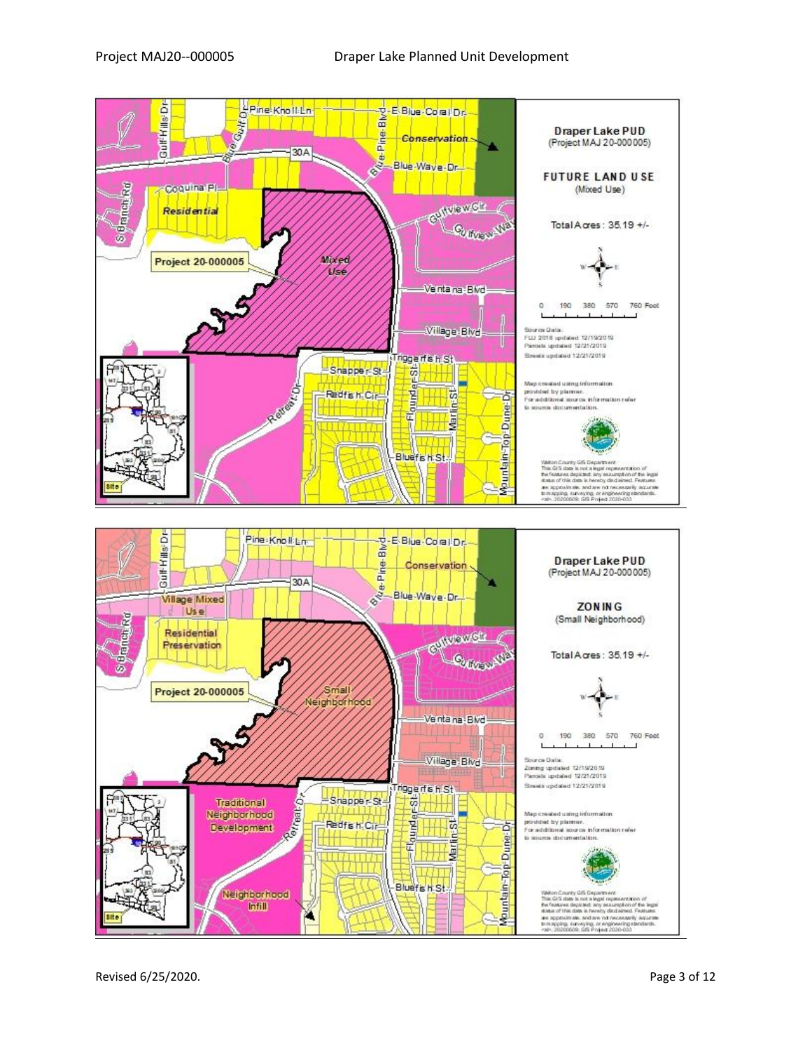**Draper Lake PUD**
(Project MAJ 20-000005)

**FUTURE LAND USE**
(Mixed Use)

Total Acres: 35.19 +/-

0 190 380 570 760 Feet

Source Data:
FLU 2018 updated 12/19/2019
Parcels updated 12/21/2019
Streets updated 12/21/2019

Map created using information provided by planner.
For additional source information refer to source documentation.

Walton County GIS Department
This GIS data is not a legal representation of the features depicted; any assumption of the legal status of this data is hereby disclaimed. Features are approximate, and are not necessarily accurate to mapping, surveying, or engineering standards.
<al>: 20200509: GIS Project 2020-033

Map labels: Project 20-000005; Mixed Use; Residential; Conservation; Pine Knoll Ln; E Blue Coral Dr; Gulf Hills Dr; Blue Gulf Dr; Blue Pine Blvd; 30A; Blue Wave Dr; Coquina Pl; S Branch Rd; Gulfview Cir; Gulfview Way; Ventana Blvd; Village Blvd; Triggerfish St; Snapper St; Redfish Cir; Retreat Dr; Flounder St; Marlin St; Bluefish St; Mountain Top Dune Dr; Site

**Draper Lake PUD**
(Project MAJ 20-000005)

**ZONING**
(Small Neighborhood)

Total Acres: 35.19 +/-

0 190 380 570 760 Feet

Source Data:
Zoning updated 12/19/2019
Parcels updated 12/21/2019
Streets updated 12/21/2019

Map created using information provided by planner.
For additional source information refer to source documentation.

Walton County GIS Department
This GIS data is not a legal representation of the features depicted; any assumption of the legal status of this data is hereby disclaimed. Features are approximate, and are not necessarily accurate to mapping, surveying, or engineering standards.
<al>: 20200509: GIS Project 2020-033

Map labels: Project 20-000005; Small Neighborhood; Village Mixed Use; Residential Preservation; Conservation; Traditional Neighborhood Development; Neighborhood Infill; Pine Knoll Ln; E Blue Coral Dr; Gulf Hills Dr; Blue Pine Blvd; 30A; Blue Wave Dr; S Branch Rd; Gulfview Cir; Gulfview Way; Ventana Blvd; Village Blvd; Triggerfish St; Snapper St; Redfish Cir; Retreat Dr; Flounder St; Marlin St; Bluefish St; Mountain Top Dune Dr; Site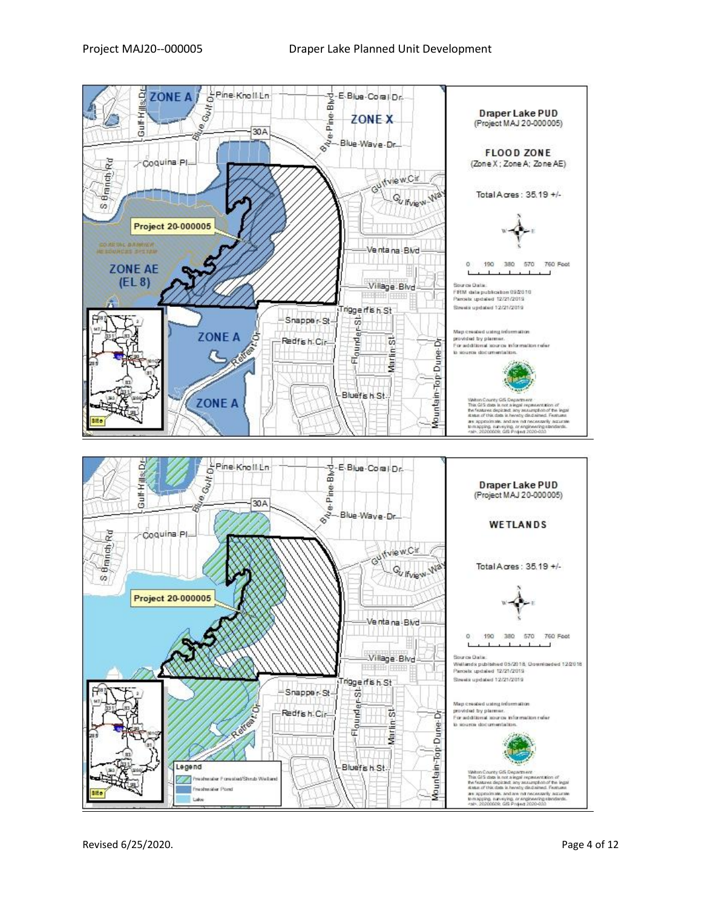Project MAJ20--000005 Draper Lake Planned Unit Development

ZONE A

ZONE X

Project 20-000005

COASTAL BARRIER RESOURCES SYSTEM

ZONE AE (EL 8)

ZONE A

ZONE A

**Draper Lake PUD**
(Project MAJ 20-000005)

**FLOOD ZONE**
(Zone X ; Zone A; Zone AE)

Total Acres : 35.19 +/-

0 190 380 570 760 Feet

Source Data:
FIRM data publication 08/2010
Parcels updated 12/21/2019
Streets updated 12/21/2019

Map created using information provided by planner.
For additional source information refer to source documentation.

Walton County GIS Department
This GIS data is not a legal representation of the features depicted; any assumption of the legal status of this data is hereby disclaimed. Features are approximate, and are not necessarily accurate to mapping, surveying, or engineering standards.
<ah>: 20200509; GIS Project 2020-033

Project 20-000005

Legend
- Freshwater Forested/Shrub Wetland
- Freshwater Pond
- Lake

**Draper Lake PUD**
(Project MAJ 20-000005)

**WETLANDS**

Total Acres : 35.19 +/-

0 190 380 570 760 Feet

Source Data:
Wetlands published 05/2018, Downloaded 12/2018
Parcels updated 12/21/2019
Streets updated 12/21/2019

Map created using information provided by planner.
For additional source information refer to source documentation.

Walton County GIS Department
This GIS data is not a legal representation of the features depicted; any assumption of the legal status of this data is hereby disclaimed. Features are approximate, and are not necessarily accurate to mapping, surveying, or engineering standards.
<ah>: 20200509; GIS Project 2020-033

Revised 6/25/2020.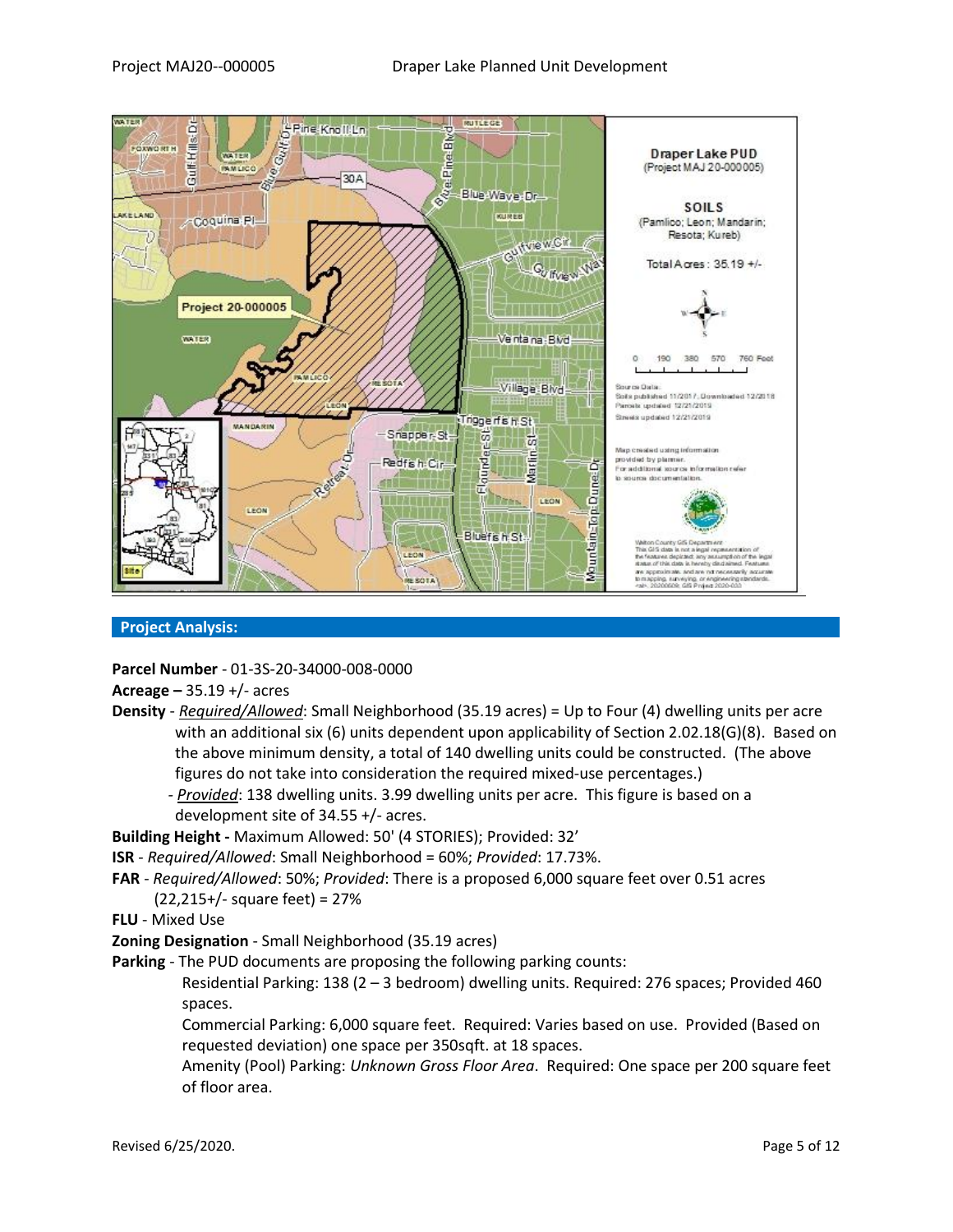## Project Analysis:

**Parcel Number** - 01-3S-20-34000-008-0000

**Acreage –** 35.19 +/- acres

**Density** - *Required/Allowed*: Small Neighborhood (35.19 acres) = Up to Four (4) dwelling units per acre with an additional six (6) units dependent upon applicability of Section 2.02.18(G)(8). Based on the above minimum density, a total of 140 dwelling units could be constructed. (The above figures do not take into consideration the required mixed-use percentages.)

- *Provided*: 138 dwelling units. 3.99 dwelling units per acre. This figure is based on a development site of 34.55 +/- acres.

**Building Height -** Maximum Allowed: 50' (4 STORIES); Provided: 32'

**ISR** - *Required/Allowed*: Small Neighborhood = 60%; *Provided*: 17.73%.

**FAR** - *Required/Allowed*: 50%; *Provided*: There is a proposed 6,000 square feet over 0.51 acres (22,215+/- square feet) = 27%

**FLU** - Mixed Use

**Zoning Designation** - Small Neighborhood (35.19 acres)

**Parking** - The PUD documents are proposing the following parking counts:

Residential Parking: 138 (2 – 3 bedroom) dwelling units. Required: 276 spaces; Provided 460 spaces.

Commercial Parking: 6,000 square feet. Required: Varies based on use. Provided (Based on requested deviation) one space per 350sqft. at 18 spaces.

Amenity (Pool) Parking: *Unknown Gross Floor Area*. Required: One space per 200 square feet of floor area.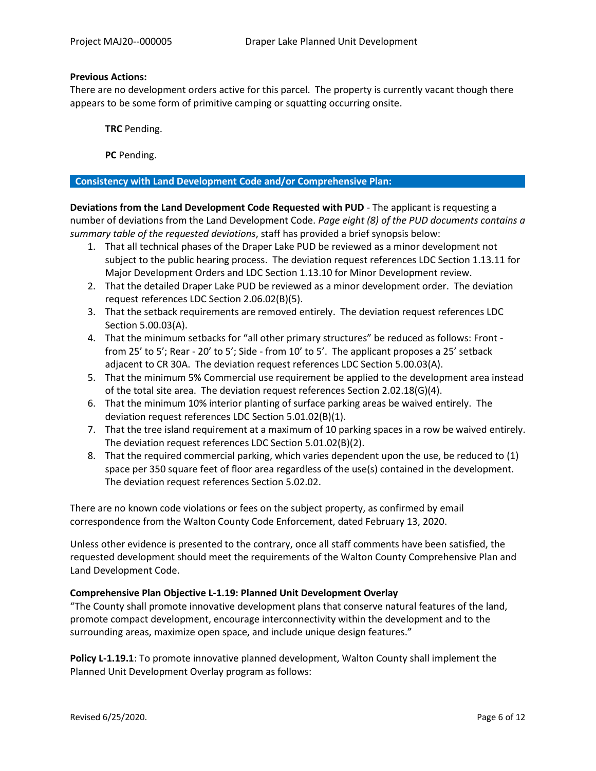**Previous Actions:**

There are no development orders active for this parcel. The property is currently vacant though there appears to be some form of primitive camping or squatting occurring onsite.

**TRC** Pending.

**PC** Pending.

## Consistency with Land Development Code and/or Comprehensive Plan:

**Deviations from the Land Development Code Requested with PUD** - The applicant is requesting a number of deviations from the Land Development Code. *Page eight (8) of the PUD documents contains a summary table of the requested deviations*, staff has provided a brief synopsis below:

1. That all technical phases of the Draper Lake PUD be reviewed as a minor development not subject to the public hearing process. The deviation request references LDC Section 1.13.11 for Major Development Orders and LDC Section 1.13.10 for Minor Development review.
2. That the detailed Draper Lake PUD be reviewed as a minor development order. The deviation request references LDC Section 2.06.02(B)(5).
3. That the setback requirements are removed entirely. The deviation request references LDC Section 5.00.03(A).
4. That the minimum setbacks for "all other primary structures" be reduced as follows: Front - from 25' to 5'; Rear - 20' to 5'; Side - from 10' to 5'. The applicant proposes a 25' setback adjacent to CR 30A. The deviation request references LDC Section 5.00.03(A).
5. That the minimum 5% Commercial use requirement be applied to the development area instead of the total site area. The deviation request references Section 2.02.18(G)(4).
6. That the minimum 10% interior planting of surface parking areas be waived entirely. The deviation request references LDC Section 5.01.02(B)(1).
7. That the tree island requirement at a maximum of 10 parking spaces in a row be waived entirely. The deviation request references LDC Section 5.01.02(B)(2).
8. That the required commercial parking, which varies dependent upon the use, be reduced to (1) space per 350 square feet of floor area regardless of the use(s) contained in the development. The deviation request references Section 5.02.02.

There are no known code violations or fees on the subject property, as confirmed by email correspondence from the Walton County Code Enforcement, dated February 13, 2020.

Unless other evidence is presented to the contrary, once all staff comments have been satisfied, the requested development should meet the requirements of the Walton County Comprehensive Plan and Land Development Code.

**Comprehensive Plan Objective L-1.19: Planned Unit Development Overlay**

"The County shall promote innovative development plans that conserve natural features of the land, promote compact development, encourage interconnectivity within the development and to the surrounding areas, maximize open space, and include unique design features."

**Policy L-1.19.1**: To promote innovative planned development, Walton County shall implement the Planned Unit Development Overlay program as follows: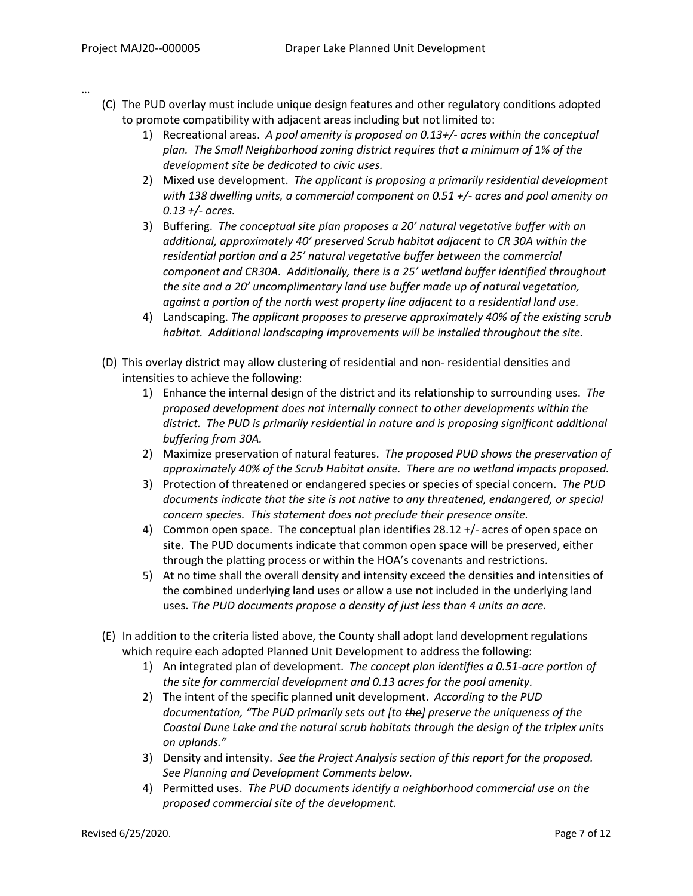…

(C) The PUD overlay must include unique design features and other regulatory conditions adopted to promote compatibility with adjacent areas including but not limited to:

1) Recreational areas. *A pool amenity is proposed on 0.13+/- acres within the conceptual plan. The Small Neighborhood zoning district requires that a minimum of 1% of the development site be dedicated to civic uses.*
2) Mixed use development. *The applicant is proposing a primarily residential development with 138 dwelling units, a commercial component on 0.51 +/- acres and pool amenity on 0.13 +/- acres.*
3) Buffering. *The conceptual site plan proposes a 20' natural vegetative buffer with an additional, approximately 40' preserved Scrub habitat adjacent to CR 30A within the residential portion and a 25' natural vegetative buffer between the commercial component and CR30A. Additionally, there is a 25' wetland buffer identified throughout the site and a 20' uncomplimentary land use buffer made up of natural vegetation, against a portion of the north west property line adjacent to a residential land use.*
4) Landscaping. *The applicant proposes to preserve approximately 40% of the existing scrub habitat. Additional landscaping improvements will be installed throughout the site.*

(D) This overlay district may allow clustering of residential and non- residential densities and intensities to achieve the following:

1) Enhance the internal design of the district and its relationship to surrounding uses. *The proposed development does not internally connect to other developments within the district. The PUD is primarily residential in nature and is proposing significant additional buffering from 30A.*
2) Maximize preservation of natural features. *The proposed PUD shows the preservation of approximately 40% of the Scrub Habitat onsite. There are no wetland impacts proposed.*
3) Protection of threatened or endangered species or species of special concern. *The PUD documents indicate that the site is not native to any threatened, endangered, or special concern species. This statement does not preclude their presence onsite.*
4) Common open space. The conceptual plan identifies 28.12 +/- acres of open space on site. The PUD documents indicate that common open space will be preserved, either through the platting process or within the HOA's covenants and restrictions.
5) At no time shall the overall density and intensity exceed the densities and intensities of the combined underlying land uses or allow a use not included in the underlying land uses. *The PUD documents propose a density of just less than 4 units an acre.*

(E) In addition to the criteria listed above, the County shall adopt land development regulations which require each adopted Planned Unit Development to address the following:

1) An integrated plan of development. *The concept plan identifies a 0.51-acre portion of the site for commercial development and 0.13 acres for the pool amenity.*
2) The intent of the specific planned unit development. *According to the PUD documentation, "The PUD primarily sets out [to ~~the~~] preserve the uniqueness of the Coastal Dune Lake and the natural scrub habitats through the design of the triplex units on uplands."*
3) Density and intensity. *See the Project Analysis section of this report for the proposed. See Planning and Development Comments below.*
4) Permitted uses. *The PUD documents identify a neighborhood commercial use on the proposed commercial site of the development.*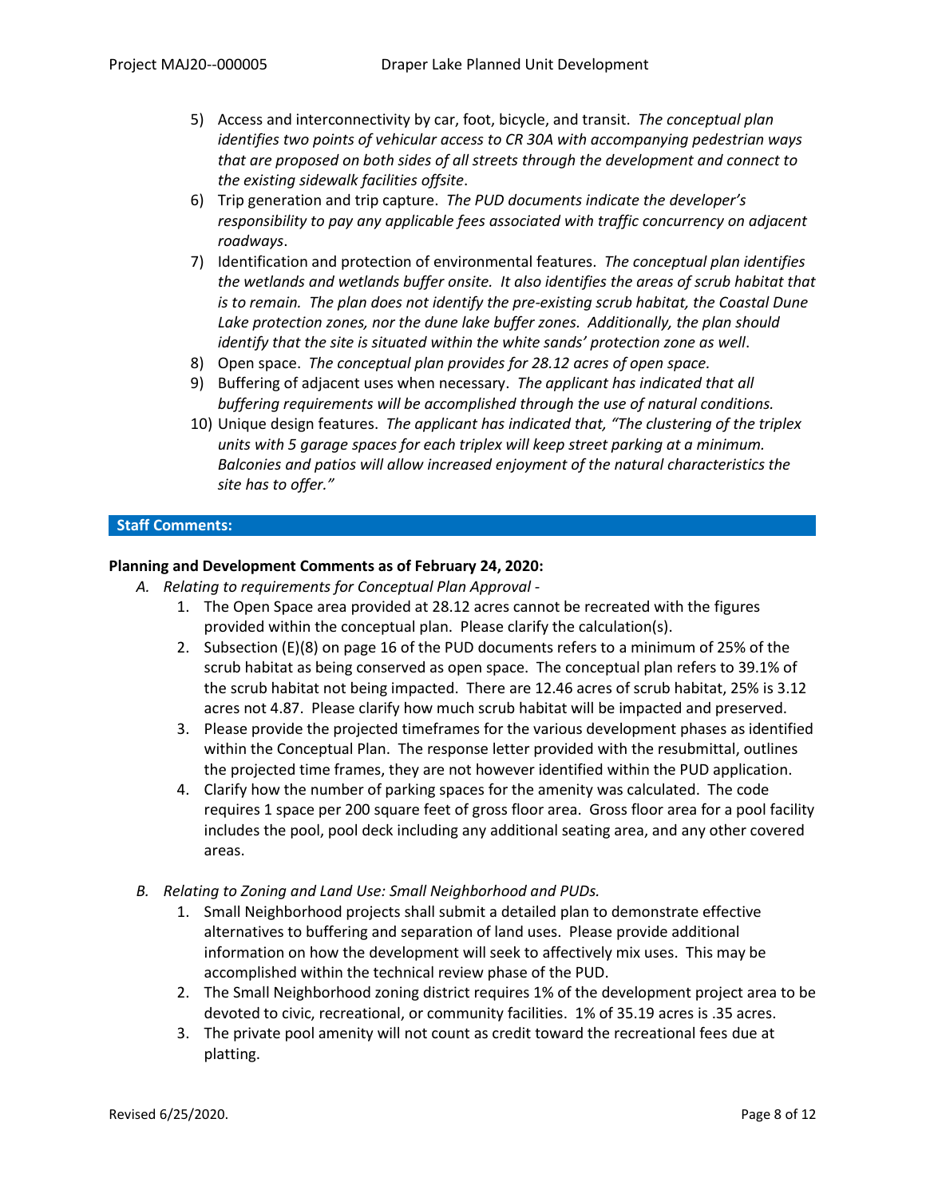5) Access and interconnectivity by car, foot, bicycle, and transit. *The conceptual plan identifies two points of vehicular access to CR 30A with accompanying pedestrian ways that are proposed on both sides of all streets through the development and connect to the existing sidewalk facilities offsite*.
6) Trip generation and trip capture. *The PUD documents indicate the developer's responsibility to pay any applicable fees associated with traffic concurrency on adjacent roadways*.
7) Identification and protection of environmental features. *The conceptual plan identifies the wetlands and wetlands buffer onsite. It also identifies the areas of scrub habitat that is to remain. The plan does not identify the pre-existing scrub habitat, the Coastal Dune Lake protection zones, nor the dune lake buffer zones. Additionally, the plan should identify that the site is situated within the white sands' protection zone as well*.
8) Open space. *The conceptual plan provides for 28.12 acres of open space.*
9) Buffering of adjacent uses when necessary. *The applicant has indicated that all buffering requirements will be accomplished through the use of natural conditions.*
10) Unique design features. *The applicant has indicated that, "The clustering of the triplex units with 5 garage spaces for each triplex will keep street parking at a minimum. Balconies and patios will allow increased enjoyment of the natural characteristics the site has to offer."*

## Staff Comments:

**Planning and Development Comments as of February 24, 2020:**

*A. Relating to requirements for Conceptual Plan Approval -*

1. The Open Space area provided at 28.12 acres cannot be recreated with the figures provided within the conceptual plan. Please clarify the calculation(s).
2. Subsection (E)(8) on page 16 of the PUD documents refers to a minimum of 25% of the scrub habitat as being conserved as open space. The conceptual plan refers to 39.1% of the scrub habitat not being impacted. There are 12.46 acres of scrub habitat, 25% is 3.12 acres not 4.87. Please clarify how much scrub habitat will be impacted and preserved.
3. Please provide the projected timeframes for the various development phases as identified within the Conceptual Plan. The response letter provided with the resubmittal, outlines the projected time frames, they are not however identified within the PUD application.
4. Clarify how the number of parking spaces for the amenity was calculated. The code requires 1 space per 200 square feet of gross floor area. Gross floor area for a pool facility includes the pool, pool deck including any additional seating area, and any other covered areas.

*B. Relating to Zoning and Land Use: Small Neighborhood and PUDs.*

1. Small Neighborhood projects shall submit a detailed plan to demonstrate effective alternatives to buffering and separation of land uses. Please provide additional information on how the development will seek to affectively mix uses. This may be accomplished within the technical review phase of the PUD.
2. The Small Neighborhood zoning district requires 1% of the development project area to be devoted to civic, recreational, or community facilities. 1% of 35.19 acres is .35 acres.
3. The private pool amenity will not count as credit toward the recreational fees due at platting.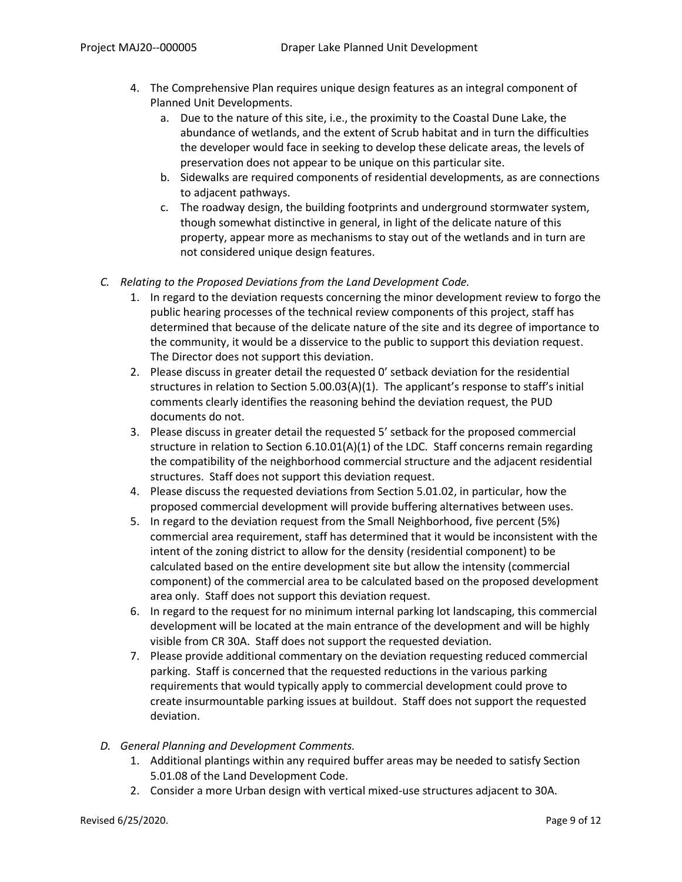4. The Comprehensive Plan requires unique design features as an integral component of Planned Unit Developments.
    a. Due to the nature of this site, i.e., the proximity to the Coastal Dune Lake, the abundance of wetlands, and the extent of Scrub habitat and in turn the difficulties the developer would face in seeking to develop these delicate areas, the levels of preservation does not appear to be unique on this particular site.
    b. Sidewalks are required components of residential developments, as are connections to adjacent pathways.
    c. The roadway design, the building footprints and underground stormwater system, though somewhat distinctive in general, in light of the delicate nature of this property, appear more as mechanisms to stay out of the wetlands and in turn are not considered unique design features.

*C. Relating to the Proposed Deviations from the Land Development Code.*

1. In regard to the deviation requests concerning the minor development review to forgo the public hearing processes of the technical review components of this project, staff has determined that because of the delicate nature of the site and its degree of importance to the community, it would be a disservice to the public to support this deviation request. The Director does not support this deviation.
2. Please discuss in greater detail the requested 0' setback deviation for the residential structures in relation to Section 5.00.03(A)(1). The applicant's response to staff's initial comments clearly identifies the reasoning behind the deviation request, the PUD documents do not.
3. Please discuss in greater detail the requested 5' setback for the proposed commercial structure in relation to Section 6.10.01(A)(1) of the LDC. Staff concerns remain regarding the compatibility of the neighborhood commercial structure and the adjacent residential structures. Staff does not support this deviation request.
4. Please discuss the requested deviations from Section 5.01.02, in particular, how the proposed commercial development will provide buffering alternatives between uses.
5. In regard to the deviation request from the Small Neighborhood, five percent (5%) commercial area requirement, staff has determined that it would be inconsistent with the intent of the zoning district to allow for the density (residential component) to be calculated based on the entire development site but allow the intensity (commercial component) of the commercial area to be calculated based on the proposed development area only. Staff does not support this deviation request.
6. In regard to the request for no minimum internal parking lot landscaping, this commercial development will be located at the main entrance of the development and will be highly visible from CR 30A. Staff does not support the requested deviation.
7. Please provide additional commentary on the deviation requesting reduced commercial parking. Staff is concerned that the requested reductions in the various parking requirements that would typically apply to commercial development could prove to create insurmountable parking issues at buildout. Staff does not support the requested deviation.

*D. General Planning and Development Comments.*

1. Additional plantings within any required buffer areas may be needed to satisfy Section 5.01.08 of the Land Development Code.
2. Consider a more Urban design with vertical mixed-use structures adjacent to 30A.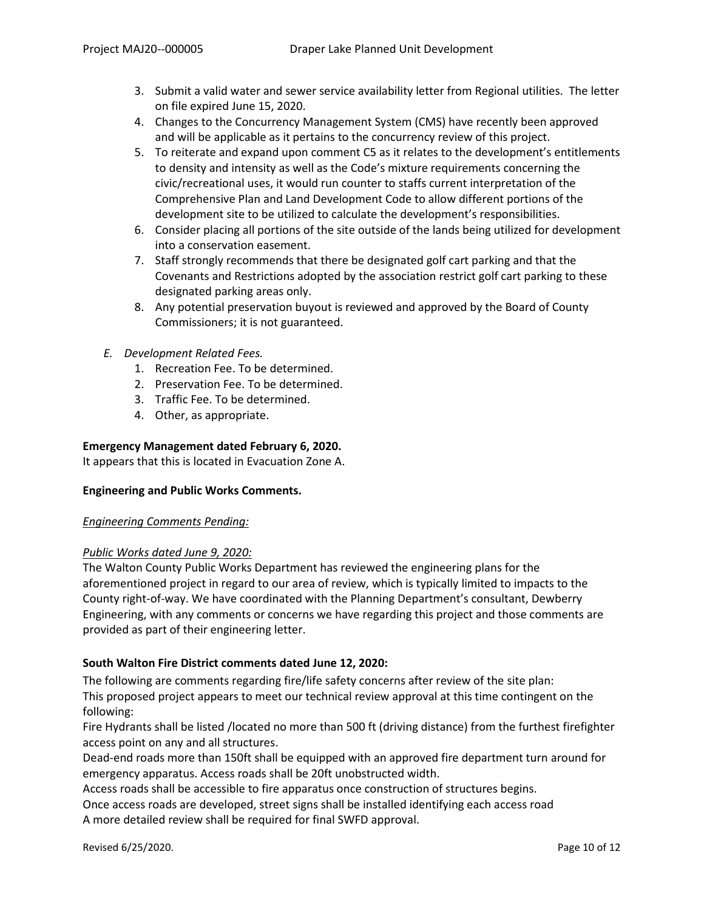3. Submit a valid water and sewer service availability letter from Regional utilities. The letter on file expired June 15, 2020.
4. Changes to the Concurrency Management System (CMS) have recently been approved and will be applicable as it pertains to the concurrency review of this project.
5. To reiterate and expand upon comment C5 as it relates to the development's entitlements to density and intensity as well as the Code's mixture requirements concerning the civic/recreational uses, it would run counter to staffs current interpretation of the Comprehensive Plan and Land Development Code to allow different portions of the development site to be utilized to calculate the development's responsibilities.
6. Consider placing all portions of the site outside of the lands being utilized for development into a conservation easement.
7. Staff strongly recommends that there be designated golf cart parking and that the Covenants and Restrictions adopted by the association restrict golf cart parking to these designated parking areas only.
8. Any potential preservation buyout is reviewed and approved by the Board of County Commissioners; it is not guaranteed.

*E. Development Related Fees.*

1. Recreation Fee. To be determined.
2. Preservation Fee. To be determined.
3. Traffic Fee. To be determined.
4. Other, as appropriate.

**Emergency Management dated February 6, 2020.**

It appears that this is located in Evacuation Zone A.

**Engineering and Public Works Comments.**

*Engineering Comments Pending:*

*Public Works dated June 9, 2020:*

The Walton County Public Works Department has reviewed the engineering plans for the aforementioned project in regard to our area of review, which is typically limited to impacts to the County right-of-way. We have coordinated with the Planning Department's consultant, Dewberry Engineering, with any comments or concerns we have regarding this project and those comments are provided as part of their engineering letter.

**South Walton Fire District comments dated June 12, 2020:**

The following are comments regarding fire/life safety concerns after review of the site plan:
This proposed project appears to meet our technical review approval at this time contingent on the following:
Fire Hydrants shall be listed /located no more than 500 ft (driving distance) from the furthest firefighter access point on any and all structures.
Dead-end roads more than 150ft shall be equipped with an approved fire department turn around for emergency apparatus. Access roads shall be 20ft unobstructed width.
Access roads shall be accessible to fire apparatus once construction of structures begins.
Once access roads are developed, street signs shall be installed identifying each access road
A more detailed review shall be required for final SWFD approval.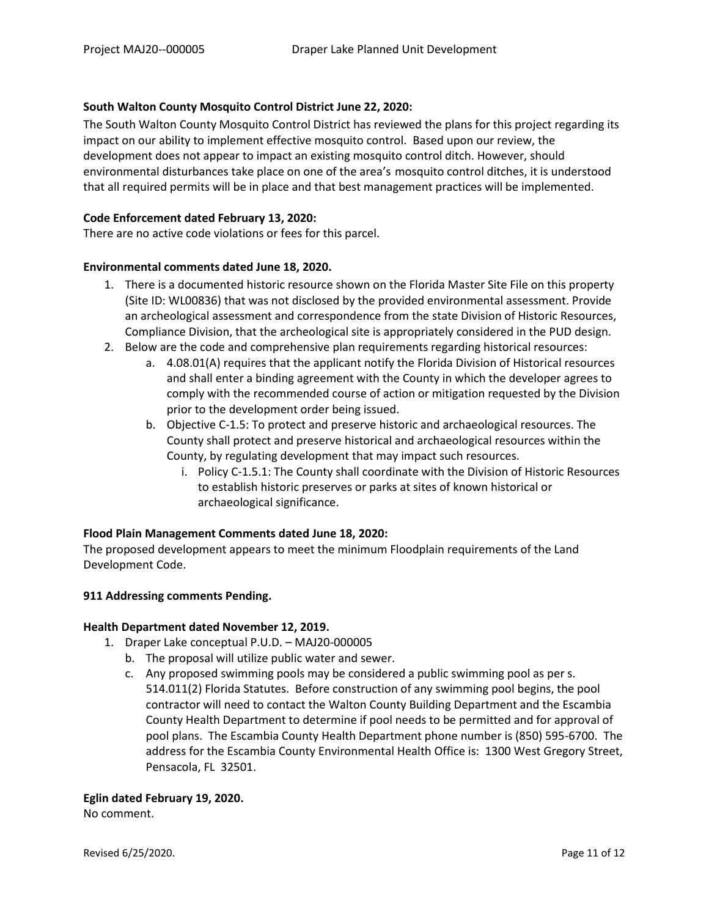**South Walton County Mosquito Control District June 22, 2020:**

The South Walton County Mosquito Control District has reviewed the plans for this project regarding its impact on our ability to implement effective mosquito control. Based upon our review, the development does not appear to impact an existing mosquito control ditch. However, should environmental disturbances take place on one of the area's mosquito control ditches, it is understood that all required permits will be in place and that best management practices will be implemented.

**Code Enforcement dated February 13, 2020:**

There are no active code violations or fees for this parcel.

**Environmental comments dated June 18, 2020.**

1. There is a documented historic resource shown on the Florida Master Site File on this property (Site ID: WL00836) that was not disclosed by the provided environmental assessment. Provide an archeological assessment and correspondence from the state Division of Historic Resources, Compliance Division, that the archeological site is appropriately considered in the PUD design.
2. Below are the code and comprehensive plan requirements regarding historical resources:
   a. 4.08.01(A) requires that the applicant notify the Florida Division of Historical resources and shall enter a binding agreement with the County in which the developer agrees to comply with the recommended course of action or mitigation requested by the Division prior to the development order being issued.
   b. Objective C-1.5: To protect and preserve historic and archaeological resources. The County shall protect and preserve historical and archaeological resources within the County, by regulating development that may impact such resources.
      i. Policy C-1.5.1: The County shall coordinate with the Division of Historic Resources to establish historic preserves or parks at sites of known historical or archaeological significance.

**Flood Plain Management Comments dated June 18, 2020:**

The proposed development appears to meet the minimum Floodplain requirements of the Land Development Code.

**911 Addressing comments Pending.**

**Health Department dated November 12, 2019.**

1. Draper Lake conceptual P.U.D. – MAJ20-000005
   b. The proposal will utilize public water and sewer.
   c. Any proposed swimming pools may be considered a public swimming pool as per s. 514.011(2) Florida Statutes. Before construction of any swimming pool begins, the pool contractor will need to contact the Walton County Building Department and the Escambia County Health Department to determine if pool needs to be permitted and for approval of pool plans. The Escambia County Health Department phone number is (850) 595-6700. The address for the Escambia County Environmental Health Office is: 1300 West Gregory Street, Pensacola, FL 32501.

**Eglin dated February 19, 2020.**

No comment.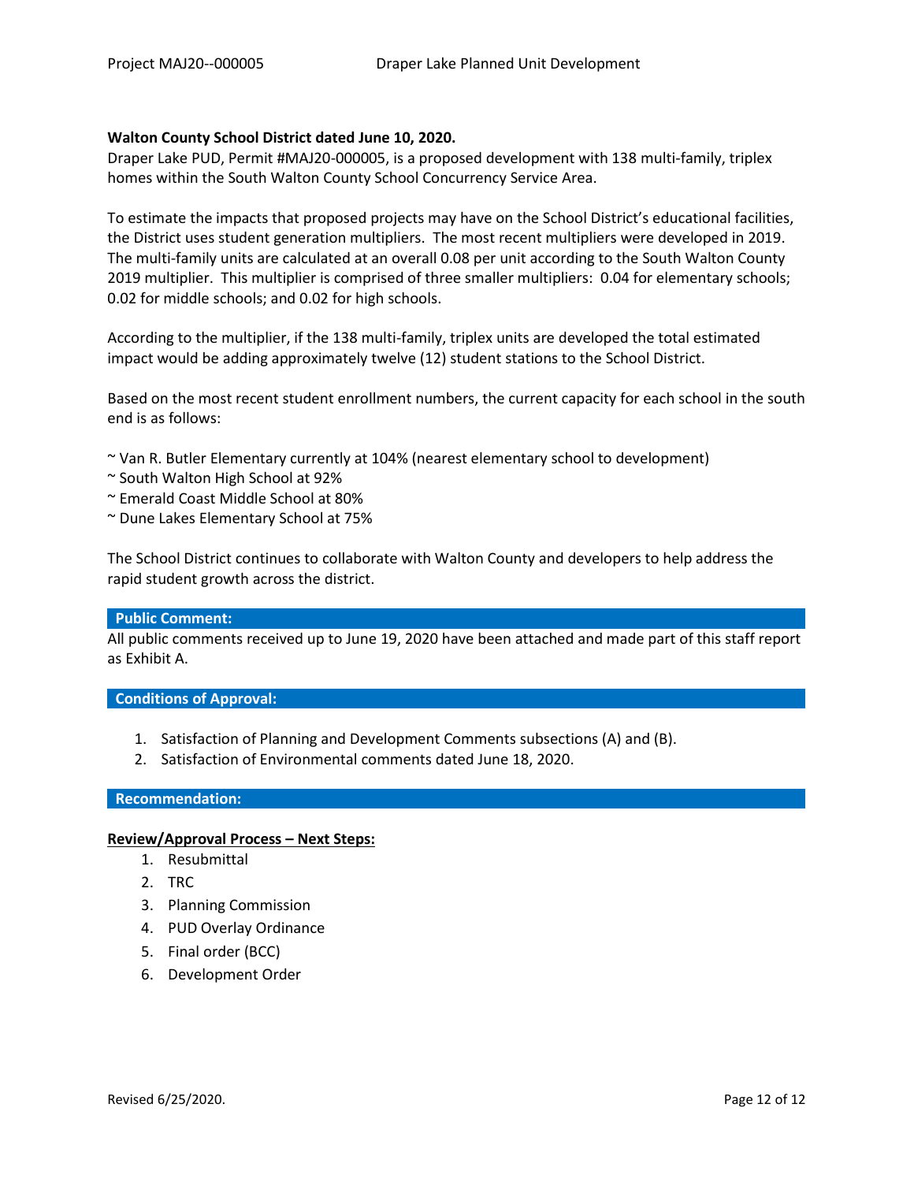**Walton County School District dated June 10, 2020.**

Draper Lake PUD, Permit #MAJ20-000005, is a proposed development with 138 multi-family, triplex homes within the South Walton County School Concurrency Service Area.

To estimate the impacts that proposed projects may have on the School District's educational facilities, the District uses student generation multipliers. The most recent multipliers were developed in 2019. The multi-family units are calculated at an overall 0.08 per unit according to the South Walton County 2019 multiplier. This multiplier is comprised of three smaller multipliers: 0.04 for elementary schools; 0.02 for middle schools; and 0.02 for high schools.

According to the multiplier, if the 138 multi-family, triplex units are developed the total estimated impact would be adding approximately twelve (12) student stations to the School District.

Based on the most recent student enrollment numbers, the current capacity for each school in the south end is as follows:

~ Van R. Butler Elementary currently at 104% (nearest elementary school to development)
~ South Walton High School at 92%
~ Emerald Coast Middle School at 80%
~ Dune Lakes Elementary School at 75%

The School District continues to collaborate with Walton County and developers to help address the rapid student growth across the district.

## Public Comment:

All public comments received up to June 19, 2020 have been attached and made part of this staff report as Exhibit A.

## Conditions of Approval:

1. Satisfaction of Planning and Development Comments subsections (A) and (B).
2. Satisfaction of Environmental comments dated June 18, 2020.

## Recommendation:

**Review/Approval Process – Next Steps:**

1. Resubmittal
2. TRC
3. Planning Commission
4. PUD Overlay Ordinance
5. Final order (BCC)
6. Development Order